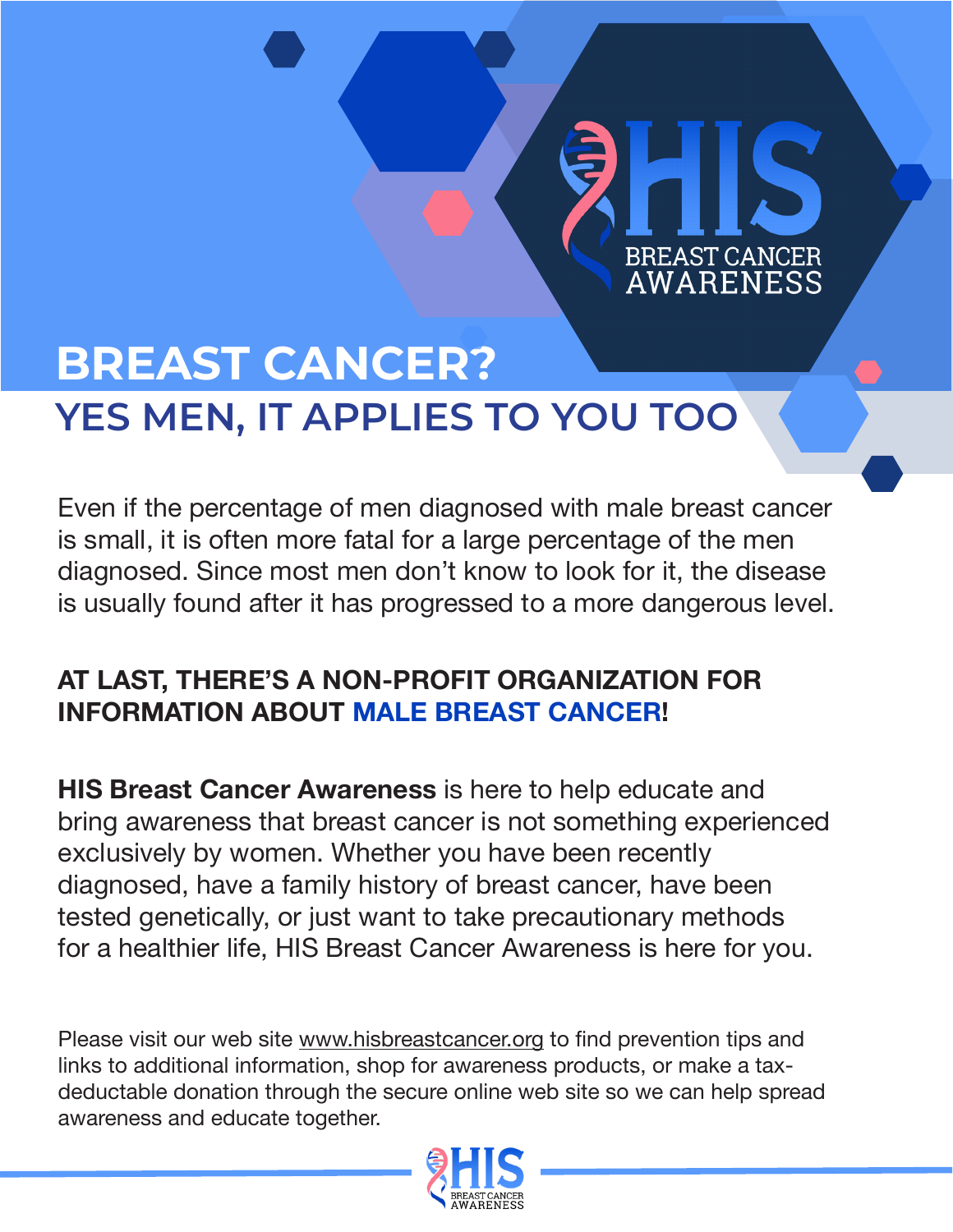HIS BREAST CANCER AWARENESS

# BREAST CANCER?

## YES MEN, IT APPLIES TO YOU TOO

Even if the percentage of men diagnosed with male breast cancer is small, it is often more fatal for a large percentage of the men diagnosed. Since most men don't know to look for it, the disease is usually found after it has progressed to a more dangerous level.

**AT LAST, THERE'S A NON-PROFIT ORGANIZATION FOR INFORMATION ABOUT MALE BREAST CANCER!**

**HIS Breast Cancer Awareness** is here to help educate and bring awareness that breast cancer is not something experienced exclusively by women. Whether you have been recently diagnosed, have a family history of breast cancer, have been tested genetically, or just want to take precautionary methods for a healthier life, HIS Breast Cancer Awareness is here for you.

Please visit our web site www.hisbreastcancer.org to find prevention tips and links to additional information, shop for awareness products, or make a tax-deductable donation through the secure online web site so we can help spread awareness and educate together.

HIS BREAST CANCER AWARENESS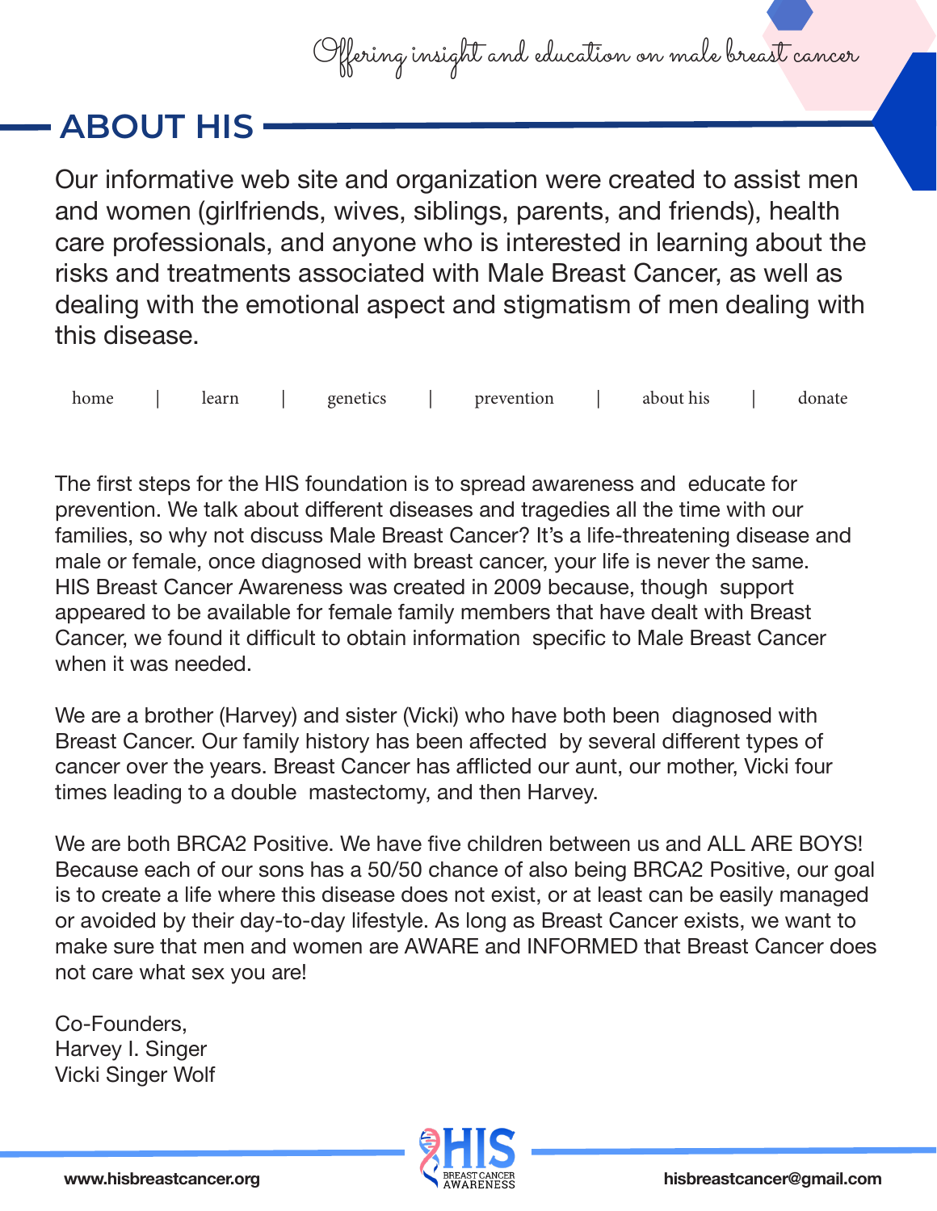Offering insight and education on male breast cancer

## ABOUT HIS

Our informative web site and organization were created to assist men and women (girlfriends, wives, siblings, parents, and friends), health care professionals, and anyone who is interested in learning about the risks and treatments associated with Male Breast Cancer, as well as dealing with the emotional aspect and stigmatism of men dealing with this disease.

home | learn | genetics | prevention | about his | donate

The first steps for the HIS foundation is to spread awareness and educate for prevention. We talk about different diseases and tragedies all the time with our families, so why not discuss Male Breast Cancer? It's a life-threatening disease and male or female, once diagnosed with breast cancer, your life is never the same. HIS Breast Cancer Awareness was created in 2009 because, though support appeared to be available for female family members that have dealt with Breast Cancer, we found it difficult to obtain information specific to Male Breast Cancer when it was needed.

We are a brother (Harvey) and sister (Vicki) who have both been diagnosed with Breast Cancer. Our family history has been affected by several different types of cancer over the years. Breast Cancer has afflicted our aunt, our mother, Vicki four times leading to a double mastectomy, and then Harvey.

We are both BRCA2 Positive. We have five children between us and ALL ARE BOYS! Because each of our sons has a 50/50 chance of also being BRCA2 Positive, our goal is to create a life where this disease does not exist, or at least can be easily managed or avoided by their day-to-day lifestyle. As long as Breast Cancer exists, we want to make sure that men and women are AWARE and INFORMED that Breast Cancer does not care what sex you are!

Co-Founders,  
Harvey I. Singer  
Vicki Singer Wolf

HIS BREAST CANCER AWARENESS

**www.hisbreastcancer.org** **hisbreastcancer@gmail.com**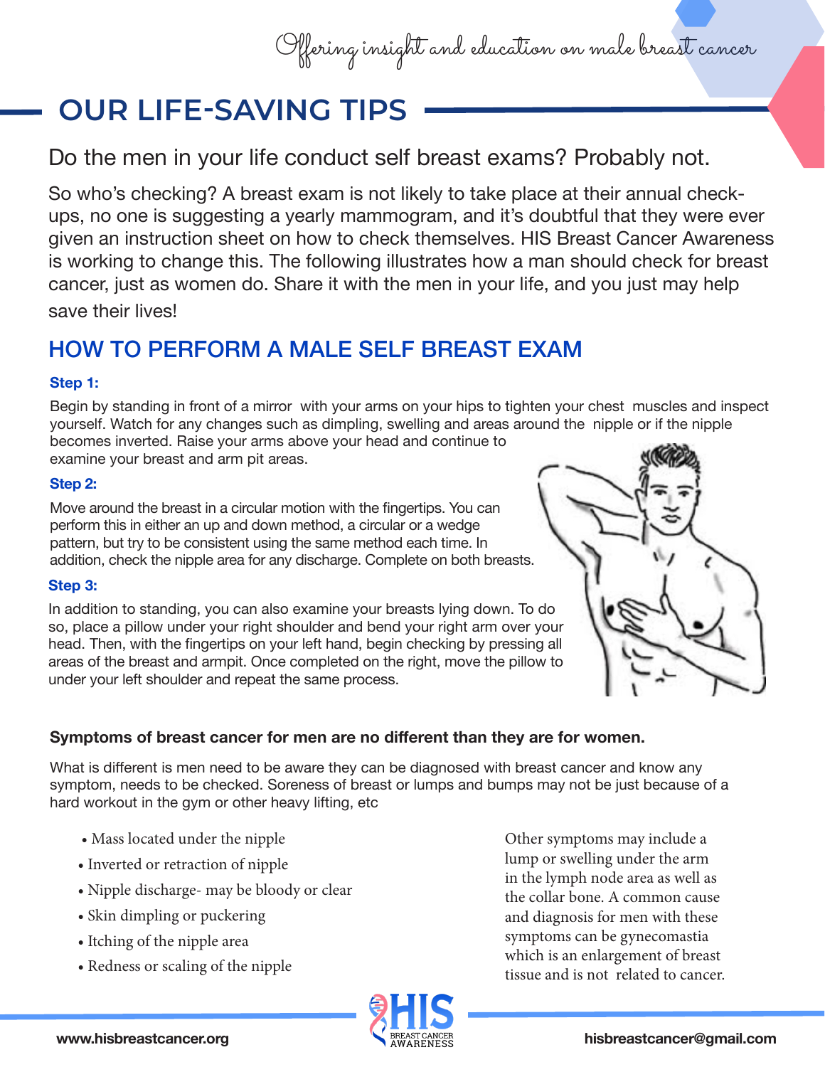*Offering insight and education on male breast cancer*

## OUR LIFE-SAVING TIPS

Do the men in your life conduct self breast exams? Probably not.

So who's checking? A breast exam is not likely to take place at their annual check-ups, no one is suggesting a yearly mammogram, and it's doubtful that they were ever given an instruction sheet on how to check themselves. HIS Breast Cancer Awareness is working to change this. The following illustrates how a man should check for breast cancer, just as women do. Share it with the men in your life, and you just may help save their lives!

## HOW TO PERFORM A MALE SELF BREAST EXAM

**Step 1:**

Begin by standing in front of a mirror with your arms on your hips to tighten your chest muscles and inspect yourself. Watch for any changes such as dimpling, swelling and areas around the nipple or if the nipple becomes inverted. Raise your arms above your head and continue to examine your breast and arm pit areas.

**Step 2:**

Move around the breast in a circular motion with the fingertips. You can perform this in either an up and down method, a circular or a wedge pattern, but try to be consistent using the same method each time. In addition, check the nipple area for any discharge. Complete on both breasts.

**Step 3:**

In addition to standing, you can also examine your breasts lying down. To do so, place a pillow under your right shoulder and bend your right arm over your head. Then, with the fingertips on your left hand, begin checking by pressing all areas of the breast and armpit. Once completed on the right, move the pillow to under your left shoulder and repeat the same process.

**Symptoms of breast cancer for men are no different than they are for women.**

What is different is men need to be aware they can be diagnosed with breast cancer and know any symptom, needs to be checked. Soreness of breast or lumps and bumps may not be just because of a hard workout in the gym or other heavy lifting, etc

- Mass located under the nipple
- Inverted or retraction of nipple
- Nipple discharge- may be bloody or clear
- Skin dimpling or puckering
- Itching of the nipple area
- Redness or scaling of the nipple

Other symptoms may include a lump or swelling under the arm in the lymph node area as well as the collar bone. A common cause and diagnosis for men with these symptoms can be gynecomastia which is an enlargement of breast tissue and is not related to cancer.

www.hisbreastcancer.org — HIS BREAST CANCER AWARENESS — hisbreastcancer@gmail.com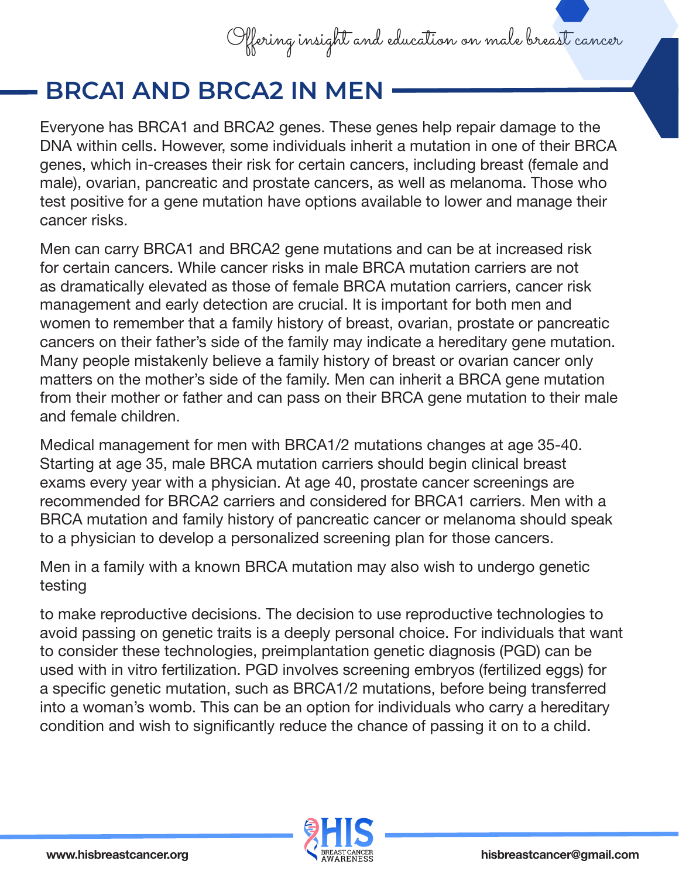## BRCA1 AND BRCA2 IN MEN

Everyone has BRCA1 and BRCA2 genes. These genes help repair damage to the DNA within cells. However, some individuals inherit a mutation in one of their BRCA genes, which in-creases their risk for certain cancers, including breast (female and male), ovarian, pancreatic and prostate cancers, as well as melanoma. Those who test positive for a gene mutation have options available to lower and manage their cancer risks.

Men can carry BRCA1 and BRCA2 gene mutations and can be at increased risk for certain cancers. While cancer risks in male BRCA mutation carriers are not as dramatically elevated as those of female BRCA mutation carriers, cancer risk management and early detection are crucial. It is important for both men and women to remember that a family history of breast, ovarian, prostate or pancreatic cancers on their father's side of the family may indicate a hereditary gene mutation. Many people mistakenly believe a family history of breast or ovarian cancer only matters on the mother's side of the family. Men can inherit a BRCA gene mutation from their mother or father and can pass on their BRCA gene mutation to their male and female children.

Medical management for men with BRCA1/2 mutations changes at age 35-40. Starting at age 35, male BRCA mutation carriers should begin clinical breast exams every year with a physician. At age 40, prostate cancer screenings are recommended for BRCA2 carriers and considered for BRCA1 carriers. Men with a BRCA mutation and family history of pancreatic cancer or melanoma should speak to a physician to develop a personalized screening plan for those cancers.

Men in a family with a known BRCA mutation may also wish to undergo genetic testing

to make reproductive decisions. The decision to use reproductive technologies to avoid passing on genetic traits is a deeply personal choice. For individuals that want to consider these technologies, preimplantation genetic diagnosis (PGD) can be used with in vitro fertilization. PGD involves screening embryos (fertilized eggs) for a specific genetic mutation, such as BRCA1/2 mutations, before being transferred into a woman's womb. This can be an option for individuals who carry a hereditary condition and wish to significantly reduce the chance of passing it on to a child.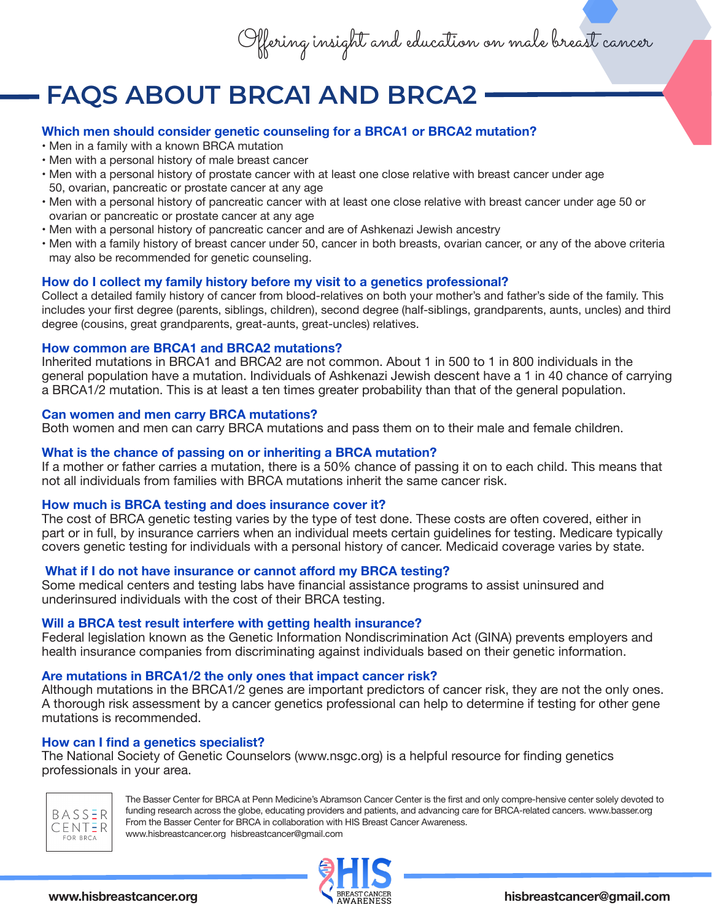Offering insight and education on male breast cancer

# FAQS ABOUT BRCA1 AND BRCA2

### Which men should consider genetic counseling for a BRCA1 or BRCA2 mutation?

- Men in a family with a known BRCA mutation
- Men with a personal history of male breast cancer
- Men with a personal history of prostate cancer with at least one close relative with breast cancer under age 50, ovarian, pancreatic or prostate cancer at any age
- Men with a personal history of pancreatic cancer with at least one close relative with breast cancer under age 50 or ovarian or pancreatic or prostate cancer at any age
- Men with a personal history of pancreatic cancer and are of Ashkenazi Jewish ancestry
- Men with a family history of breast cancer under 50, cancer in both breasts, ovarian cancer, or any of the above criteria may also be recommended for genetic counseling.

### How do I collect my family history before my visit to a genetics professional?

Collect a detailed family history of cancer from blood-relatives on both your mother's and father's side of the family. This includes your first degree (parents, siblings, children), second degree (half-siblings, grandparents, aunts, uncles) and third degree (cousins, great grandparents, great-aunts, great-uncles) relatives.

### How common are BRCA1 and BRCA2 mutations?

Inherited mutations in BRCA1 and BRCA2 are not common. About 1 in 500 to 1 in 800 individuals in the general population have a mutation. Individuals of Ashkenazi Jewish descent have a 1 in 40 chance of carrying a BRCA1/2 mutation. This is at least a ten times greater probability than that of the general population.

### Can women and men carry BRCA mutations?

Both women and men can carry BRCA mutations and pass them on to their male and female children.

### What is the chance of passing on or inheriting a BRCA mutation?

If a mother or father carries a mutation, there is a 50% chance of passing it on to each child. This means that not all individuals from families with BRCA mutations inherit the same cancer risk.

### How much is BRCA testing and does insurance cover it?

The cost of BRCA genetic testing varies by the type of test done. These costs are often covered, either in part or in full, by insurance carriers when an individual meets certain guidelines for testing. Medicare typically covers genetic testing for individuals with a personal history of cancer. Medicaid coverage varies by state.

### What if I do not have insurance or cannot afford my BRCA testing?

Some medical centers and testing labs have financial assistance programs to assist uninsured and underinsured individuals with the cost of their BRCA testing.

### Will a BRCA test result interfere with getting health insurance?

Federal legislation known as the Genetic Information Nondiscrimination Act (GINA) prevents employers and health insurance companies from discriminating against individuals based on their genetic information.

### Are mutations in BRCA1/2 the only ones that impact cancer risk?

Although mutations in the BRCA1/2 genes are important predictors of cancer risk, they are not the only ones. A thorough risk assessment by a cancer genetics professional can help to determine if testing for other gene mutations is recommended.

### How can I find a genetics specialist?

The National Society of Genetic Counselors (www.nsgc.org) is a helpful resource for finding genetics professionals in your area.

BASSER CENTER FOR BRCA

The Basser Center for BRCA at Penn Medicine's Abramson Cancer Center is the first and only compre-hensive center solely devoted to funding research across the globe, educating providers and patients, and advancing care for BRCA-related cancers. www.basser.org
From the Basser Center for BRCA in collaboration with HIS Breast Cancer Awareness.
www.hisbreastcancer.org hisbreastcancer@gmail.com

HIS BREAST CANCER AWARENESS

www.hisbreastcancer.org hisbreastcancer@gmail.com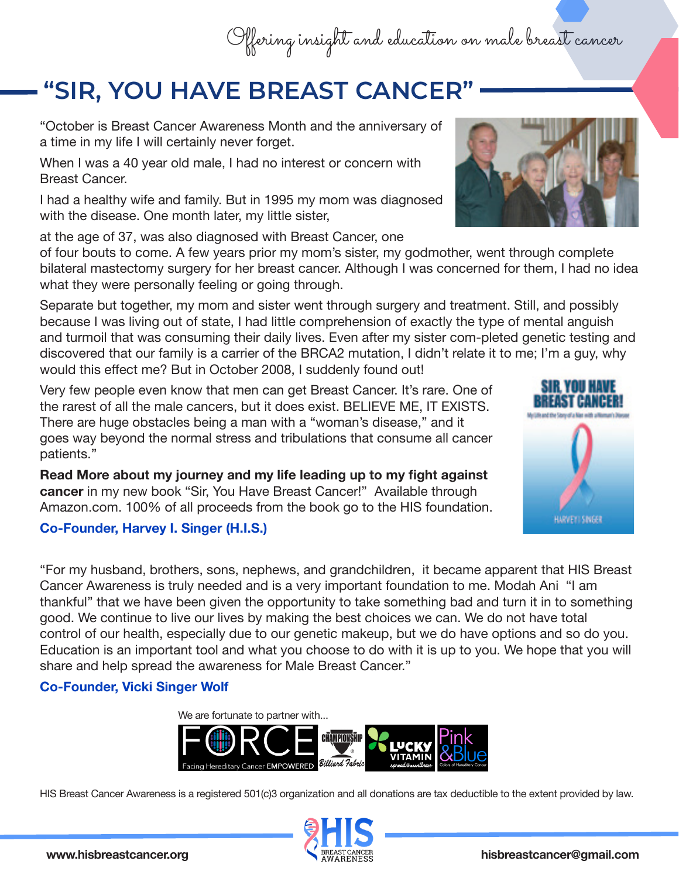Offering insight and education on male breast cancer

# "SIR, YOU HAVE BREAST CANCER"

"October is Breast Cancer Awareness Month and the anniversary of a time in my life I will certainly never forget.

When I was a 40 year old male, I had no interest or concern with Breast Cancer.

I had a healthy wife and family. But in 1995 my mom was diagnosed with the disease. One month later, my little sister, at the age of 37, was also diagnosed with Breast Cancer, one of four bouts to come. A few years prior my mom's sister, my godmother, went through complete bilateral mastectomy surgery for her breast cancer. Although I was concerned for them, I had no idea what they were personally feeling or going through.

Separate but together, my mom and sister went through surgery and treatment. Still, and possibly because I was living out of state, I had little comprehension of exactly the type of mental anguish and turmoil that was consuming their daily lives. Even after my sister com-pleted genetic testing and discovered that our family is a carrier of the BRCA2 mutation, I didn't relate it to me; I'm a guy, why would this effect me? But in October 2008, I suddenly found out!

Very few people even know that men can get Breast Cancer. It's rare. One of the rarest of all the male cancers, but it does exist. BELIEVE ME, IT EXISTS. There are huge obstacles being a man with a "woman's disease," and it goes way beyond the normal stress and tribulations that consume all cancer patients."

**Read More about my journey and my life leading up to my fight against cancer** in my new book "Sir, You Have Breast Cancer!" Available through Amazon.com. 100% of all proceeds from the book go to the HIS foundation.

**Co-Founder, Harvey I. Singer (H.I.S.)**

"For my husband, brothers, sons, nephews, and grandchildren, it became apparent that HIS Breast Cancer Awareness is truly needed and is a very important foundation to me. Modah Ani "I am thankful" that we have been given the opportunity to take something bad and turn it in to something good. We continue to live our lives by making the best choices we can. We do not have total control of our health, especially due to our genetic makeup, but we do have options and so do you. Education is an important tool and what you choose to do with it is up to you. We hope that you will share and help spread the awareness for Male Breast Cancer."

**Co-Founder, Vicki Singer Wolf**

We are fortunate to partner with...

FORCE Facing Hereditary Cancer EMPOWERED | Championship Billiard Fabric | Lucky Vitamin | Pink & Blue Colors of Hereditary Cancer

HIS Breast Cancer Awareness is a registered 501(c)3 organization and all donations are tax deductible to the extent provided by law.

www.hisbreastcancer.org | HIS Breast Cancer Awareness | hisbreastcancer@gmail.com